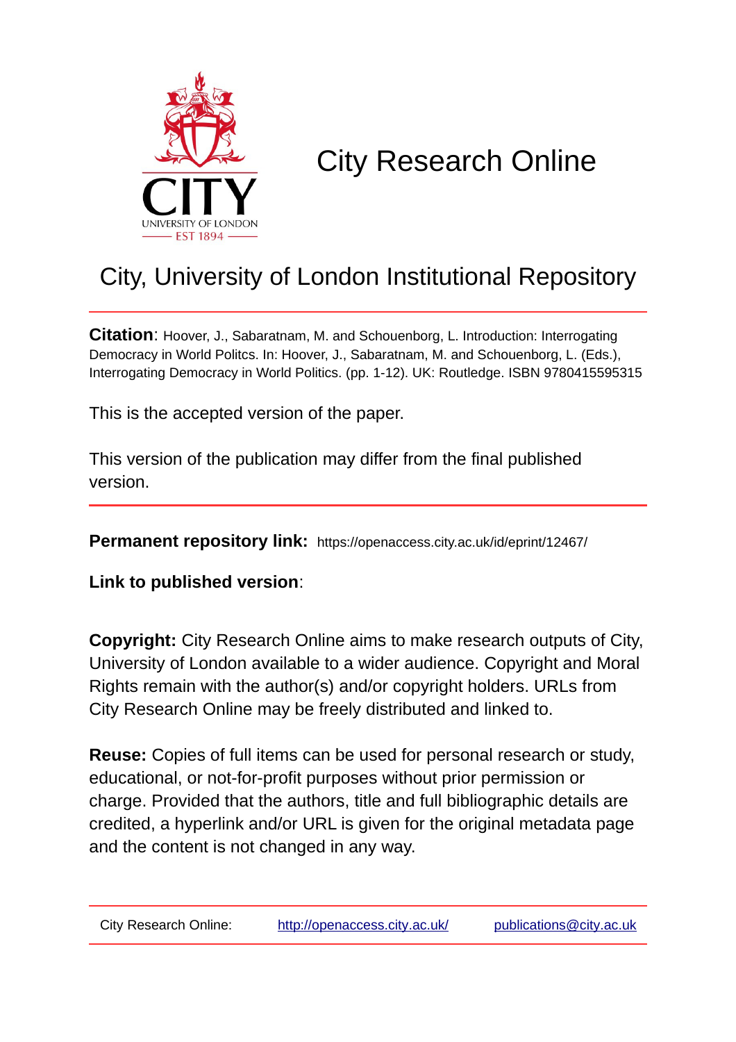# City Research Online

## City, University of London Institutional Repository

**Citation**: Hoover, J., Sabaratnam, M. and Schouenborg, L. Introduction: Interrogating Democracy in World Politcs. In: Hoover, J., Sabaratnam, M. and Schouenborg, L. (Eds.), Interrogating Democracy in World Politics. (pp. 1-12). UK: Routledge. ISBN 9780415595315

This is the accepted version of the paper.

This version of the publication may differ from the final published version.

**Permanent repository link:** https://openaccess.city.ac.uk/id/eprint/12467/

**Link to published version**:

**Copyright:** City Research Online aims to make research outputs of City, University of London available to a wider audience. Copyright and Moral Rights remain with the author(s) and/or copyright holders. URLs from City Research Online may be freely distributed and linked to.

**Reuse:** Copies of full items can be used for personal research or study, educational, or not-for-profit purposes without prior permission or charge. Provided that the authors, title and full bibliographic details are credited, a hyperlink and/or URL is given for the original metadata page and the content is not changed in any way.

City Research Online: http://openaccess.city.ac.uk/ publications@city.ac.uk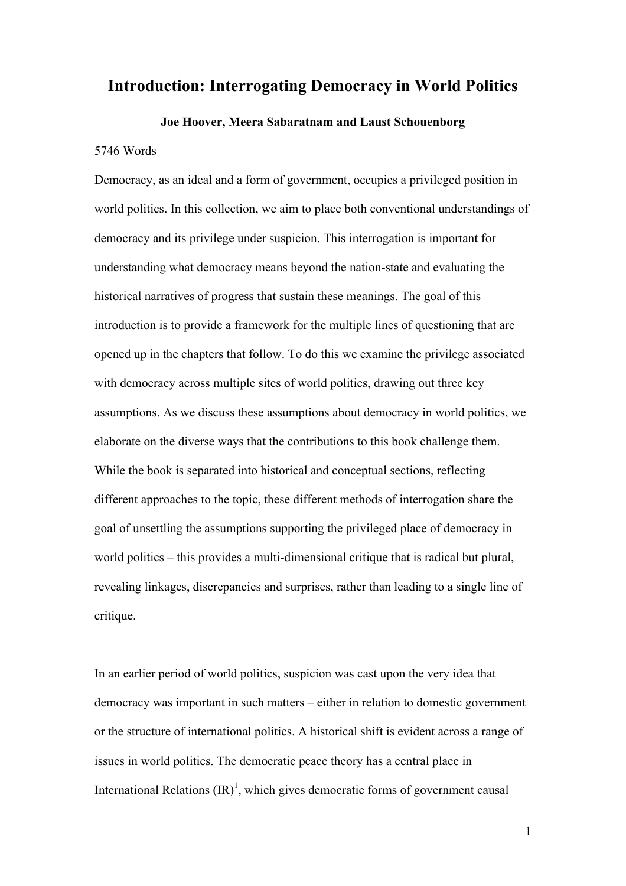# Introduction: Interrogating Democracy in World Politics

**Joe Hoover, Meera Sabaratnam and Laust Schouenborg**

5746 Words

Democracy, as an ideal and a form of government, occupies a privileged position in world politics. In this collection, we aim to place both conventional understandings of democracy and its privilege under suspicion. This interrogation is important for understanding what democracy means beyond the nation-state and evaluating the historical narratives of progress that sustain these meanings. The goal of this introduction is to provide a framework for the multiple lines of questioning that are opened up in the chapters that follow. To do this we examine the privilege associated with democracy across multiple sites of world politics, drawing out three key assumptions. As we discuss these assumptions about democracy in world politics, we elaborate on the diverse ways that the contributions to this book challenge them. While the book is separated into historical and conceptual sections, reflecting different approaches to the topic, these different methods of interrogation share the goal of unsettling the assumptions supporting the privileged place of democracy in world politics – this provides a multi-dimensional critique that is radical but plural, revealing linkages, discrepancies and surprises, rather than leading to a single line of critique.

In an earlier period of world politics, suspicion was cast upon the very idea that democracy was important in such matters – either in relation to domestic government or the structure of international politics. A historical shift is evident across a range of issues in world politics. The democratic peace theory has a central place in International Relations (IR)[1], which gives democratic forms of government causal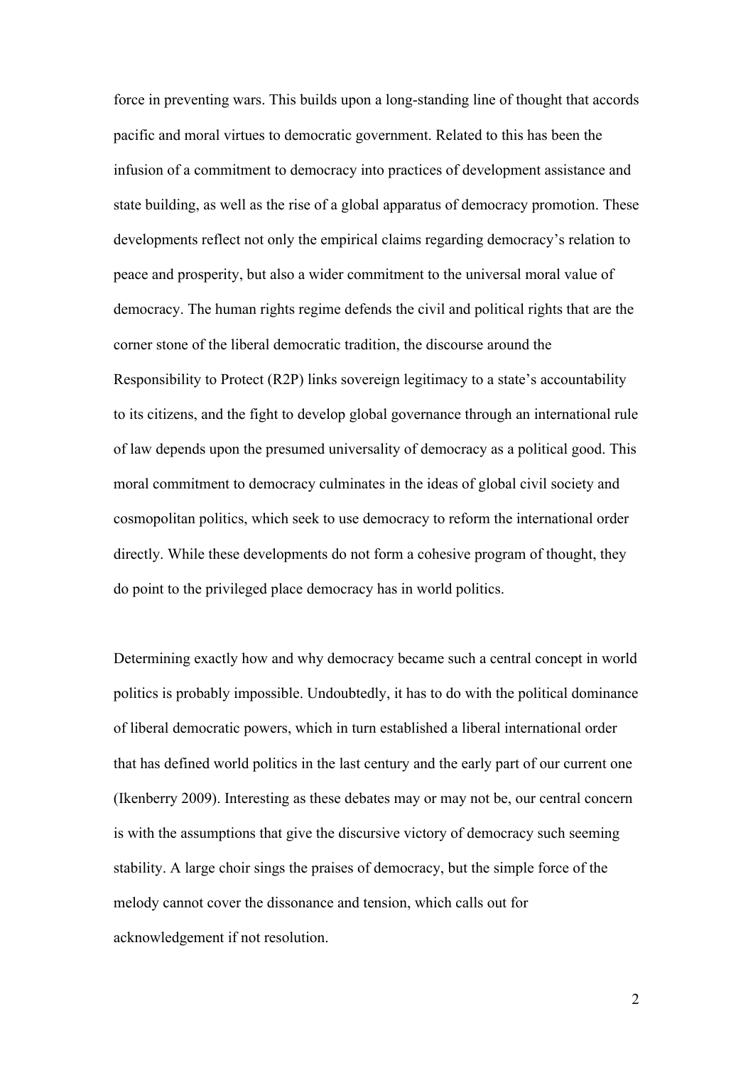force in preventing wars. This builds upon a long-standing line of thought that accords pacific and moral virtues to democratic government. Related to this has been the infusion of a commitment to democracy into practices of development assistance and state building, as well as the rise of a global apparatus of democracy promotion. These developments reflect not only the empirical claims regarding democracy's relation to peace and prosperity, but also a wider commitment to the universal moral value of democracy. The human rights regime defends the civil and political rights that are the corner stone of the liberal democratic tradition, the discourse around the Responsibility to Protect (R2P) links sovereign legitimacy to a state's accountability to its citizens, and the fight to develop global governance through an international rule of law depends upon the presumed universality of democracy as a political good. This moral commitment to democracy culminates in the ideas of global civil society and cosmopolitan politics, which seek to use democracy to reform the international order directly. While these developments do not form a cohesive program of thought, they do point to the privileged place democracy has in world politics.

Determining exactly how and why democracy became such a central concept in world politics is probably impossible. Undoubtedly, it has to do with the political dominance of liberal democratic powers, which in turn established a liberal international order that has defined world politics in the last century and the early part of our current one (Ikenberry 2009). Interesting as these debates may or may not be, our central concern is with the assumptions that give the discursive victory of democracy such seeming stability. A large choir sings the praises of democracy, but the simple force of the melody cannot cover the dissonance and tension, which calls out for acknowledgement if not resolution.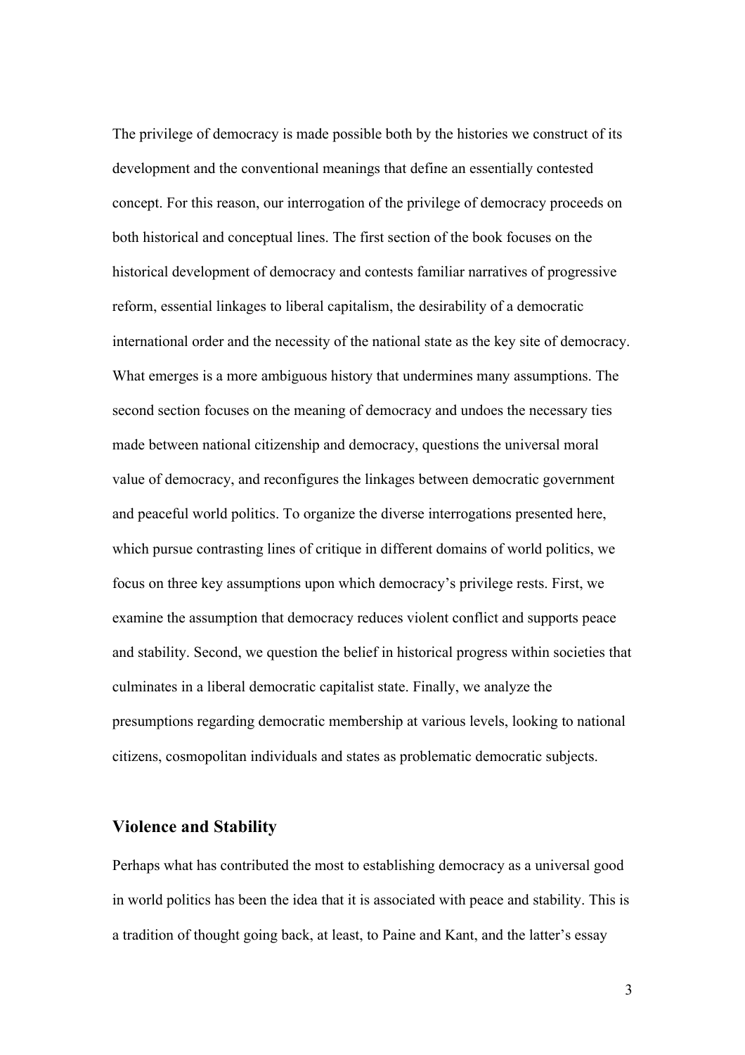The privilege of democracy is made possible both by the histories we construct of its development and the conventional meanings that define an essentially contested concept. For this reason, our interrogation of the privilege of democracy proceeds on both historical and conceptual lines. The first section of the book focuses on the historical development of democracy and contests familiar narratives of progressive reform, essential linkages to liberal capitalism, the desirability of a democratic international order and the necessity of the national state as the key site of democracy. What emerges is a more ambiguous history that undermines many assumptions. The second section focuses on the meaning of democracy and undoes the necessary ties made between national citizenship and democracy, questions the universal moral value of democracy, and reconfigures the linkages between democratic government and peaceful world politics. To organize the diverse interrogations presented here, which pursue contrasting lines of critique in different domains of world politics, we focus on three key assumptions upon which democracy's privilege rests. First, we examine the assumption that democracy reduces violent conflict and supports peace and stability. Second, we question the belief in historical progress within societies that culminates in a liberal democratic capitalist state. Finally, we analyze the presumptions regarding democratic membership at various levels, looking to national citizens, cosmopolitan individuals and states as problematic democratic subjects.

## Violence and Stability

Perhaps what has contributed the most to establishing democracy as a universal good in world politics has been the idea that it is associated with peace and stability. This is a tradition of thought going back, at least, to Paine and Kant, and the latter's essay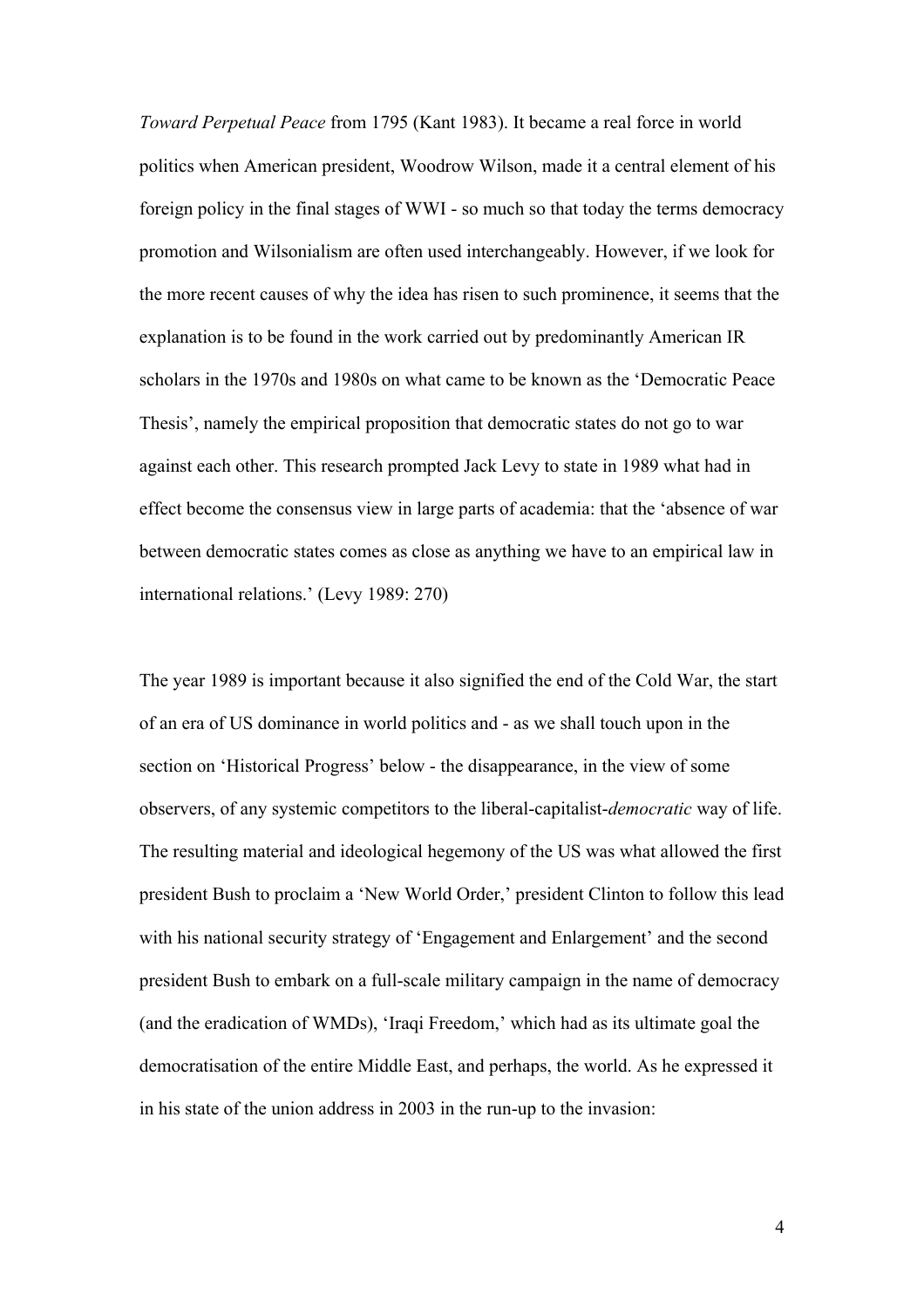*Toward Perpetual Peace* from 1795 (Kant 1983). It became a real force in world politics when American president, Woodrow Wilson, made it a central element of his foreign policy in the final stages of WWI - so much so that today the terms democracy promotion and Wilsonialism are often used interchangeably. However, if we look for the more recent causes of why the idea has risen to such prominence, it seems that the explanation is to be found in the work carried out by predominantly American IR scholars in the 1970s and 1980s on what came to be known as the 'Democratic Peace Thesis', namely the empirical proposition that democratic states do not go to war against each other. This research prompted Jack Levy to state in 1989 what had in effect become the consensus view in large parts of academia: that the 'absence of war between democratic states comes as close as anything we have to an empirical law in international relations.' (Levy 1989: 270)

The year 1989 is important because it also signified the end of the Cold War, the start of an era of US dominance in world politics and - as we shall touch upon in the section on 'Historical Progress' below - the disappearance, in the view of some observers, of any systemic competitors to the liberal-capitalist-*democratic* way of life. The resulting material and ideological hegemony of the US was what allowed the first president Bush to proclaim a 'New World Order,' president Clinton to follow this lead with his national security strategy of 'Engagement and Enlargement' and the second president Bush to embark on a full-scale military campaign in the name of democracy (and the eradication of WMDs), 'Iraqi Freedom,' which had as its ultimate goal the democratisation of the entire Middle East, and perhaps, the world. As he expressed it in his state of the union address in 2003 in the run-up to the invasion: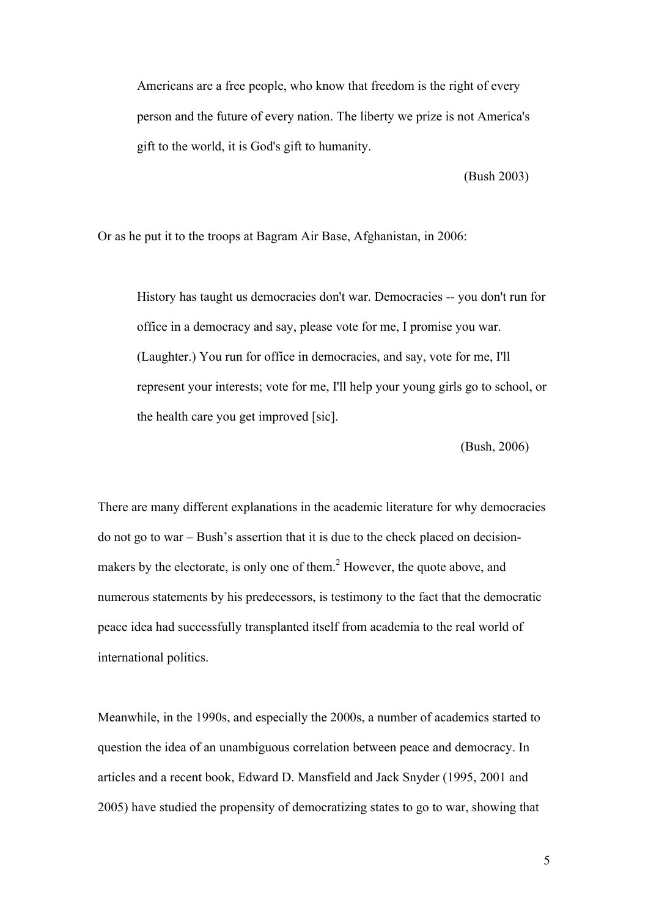> Americans are a free people, who know that freedom is the right of every person and the future of every nation. The liberty we prize is not America's gift to the world, it is God's gift to humanity.
>
> (Bush 2003)

Or as he put it to the troops at Bagram Air Base, Afghanistan, in 2006:

> History has taught us democracies don't war. Democracies -- you don't run for office in a democracy and say, please vote for me, I promise you war. (Laughter.) You run for office in democracies, and say, vote for me, I'll represent your interests; vote for me, I'll help your young girls go to school, or the health care you get improved [sic].
>
> (Bush, 2006)

There are many different explanations in the academic literature for why democracies do not go to war – Bush's assertion that it is due to the check placed on decision-makers by the electorate, is only one of them.[2] However, the quote above, and numerous statements by his predecessors, is testimony to the fact that the democratic peace idea had successfully transplanted itself from academia to the real world of international politics.

Meanwhile, in the 1990s, and especially the 2000s, a number of academics started to question the idea of an unambiguous correlation between peace and democracy. In articles and a recent book, Edward D. Mansfield and Jack Snyder (1995, 2001 and 2005) have studied the propensity of democratizing states to go to war, showing that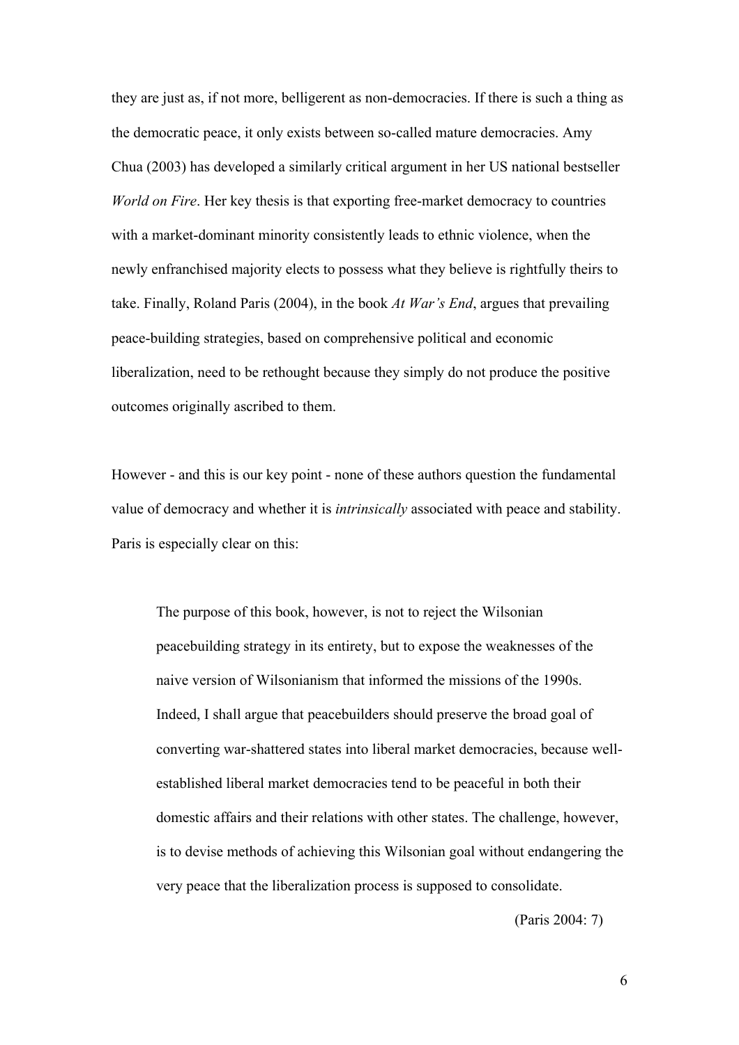they are just as, if not more, belligerent as non-democracies. If there is such a thing as the democratic peace, it only exists between so-called mature democracies. Amy Chua (2003) has developed a similarly critical argument in her US national bestseller *World on Fire*. Her key thesis is that exporting free-market democracy to countries with a market-dominant minority consistently leads to ethnic violence, when the newly enfranchised majority elects to possess what they believe is rightfully theirs to take. Finally, Roland Paris (2004), in the book *At War's End*, argues that prevailing peace-building strategies, based on comprehensive political and economic liberalization, need to be rethought because they simply do not produce the positive outcomes originally ascribed to them.

However - and this is our key point - none of these authors question the fundamental value of democracy and whether it is *intrinsically* associated with peace and stability. Paris is especially clear on this:

> The purpose of this book, however, is not to reject the Wilsonian peacebuilding strategy in its entirety, but to expose the weaknesses of the naive version of Wilsonianism that informed the missions of the 1990s. Indeed, I shall argue that peacebuilders should preserve the broad goal of converting war-shattered states into liberal market democracies, because well-established liberal market democracies tend to be peaceful in both their domestic affairs and their relations with other states. The challenge, however, is to devise methods of achieving this Wilsonian goal without endangering the very peace that the liberalization process is supposed to consolidate.
>
> (Paris 2004: 7)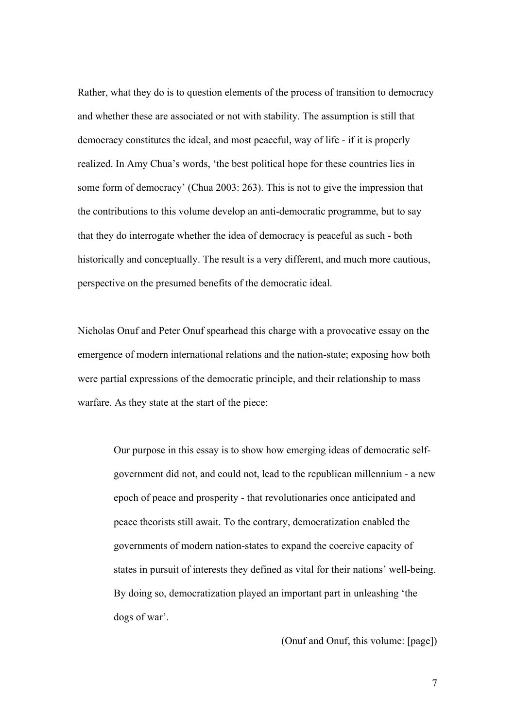Rather, what they do is to question elements of the process of transition to democracy and whether these are associated or not with stability. The assumption is still that democracy constitutes the ideal, and most peaceful, way of life - if it is properly realized. In Amy Chua's words, 'the best political hope for these countries lies in some form of democracy' (Chua 2003: 263). This is not to give the impression that the contributions to this volume develop an anti-democratic programme, but to say that they do interrogate whether the idea of democracy is peaceful as such - both historically and conceptually. The result is a very different, and much more cautious, perspective on the presumed benefits of the democratic ideal.

Nicholas Onuf and Peter Onuf spearhead this charge with a provocative essay on the emergence of modern international relations and the nation-state; exposing how both were partial expressions of the democratic principle, and their relationship to mass warfare. As they state at the start of the piece:

> Our purpose in this essay is to show how emerging ideas of democratic self-government did not, and could not, lead to the republican millennium - a new epoch of peace and prosperity - that revolutionaries once anticipated and peace theorists still await. To the contrary, democratization enabled the governments of modern nation-states to expand the coercive capacity of states in pursuit of interests they defined as vital for their nations' well-being. By doing so, democratization played an important part in unleashing 'the dogs of war'.
>
> (Onuf and Onuf, this volume: [page])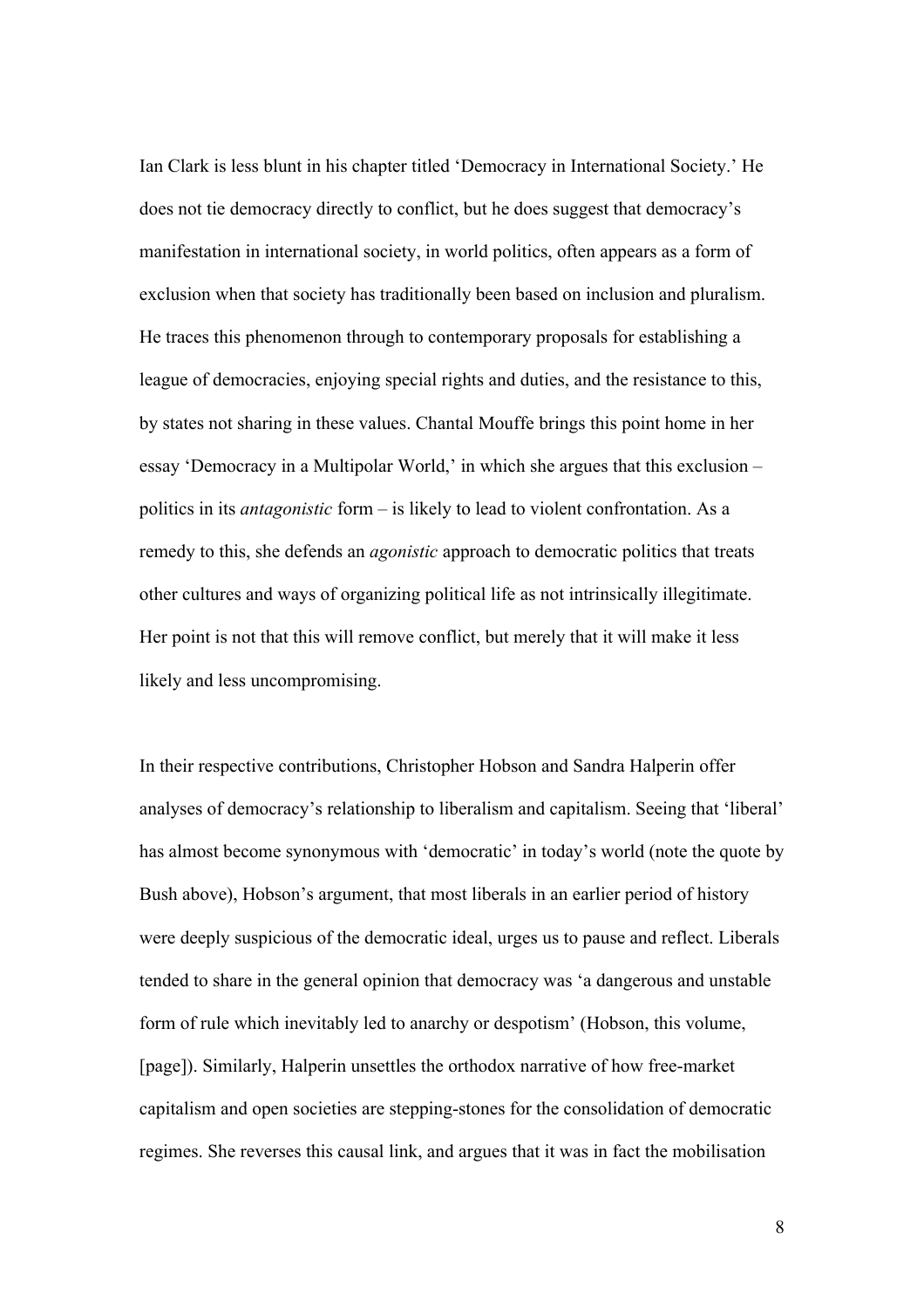Ian Clark is less blunt in his chapter titled 'Democracy in International Society.' He does not tie democracy directly to conflict, but he does suggest that democracy's manifestation in international society, in world politics, often appears as a form of exclusion when that society has traditionally been based on inclusion and pluralism. He traces this phenomenon through to contemporary proposals for establishing a league of democracies, enjoying special rights and duties, and the resistance to this, by states not sharing in these values. Chantal Mouffe brings this point home in her essay 'Democracy in a Multipolar World,' in which she argues that this exclusion – politics in its *antagonistic* form – is likely to lead to violent confrontation. As a remedy to this, she defends an *agonistic* approach to democratic politics that treats other cultures and ways of organizing political life as not intrinsically illegitimate. Her point is not that this will remove conflict, but merely that it will make it less likely and less uncompromising.

In their respective contributions, Christopher Hobson and Sandra Halperin offer analyses of democracy's relationship to liberalism and capitalism. Seeing that 'liberal' has almost become synonymous with 'democratic' in today's world (note the quote by Bush above), Hobson's argument, that most liberals in an earlier period of history were deeply suspicious of the democratic ideal, urges us to pause and reflect. Liberals tended to share in the general opinion that democracy was 'a dangerous and unstable form of rule which inevitably led to anarchy or despotism' (Hobson, this volume, [page]). Similarly, Halperin unsettles the orthodox narrative of how free-market capitalism and open societies are stepping-stones for the consolidation of democratic regimes. She reverses this causal link, and argues that it was in fact the mobilisation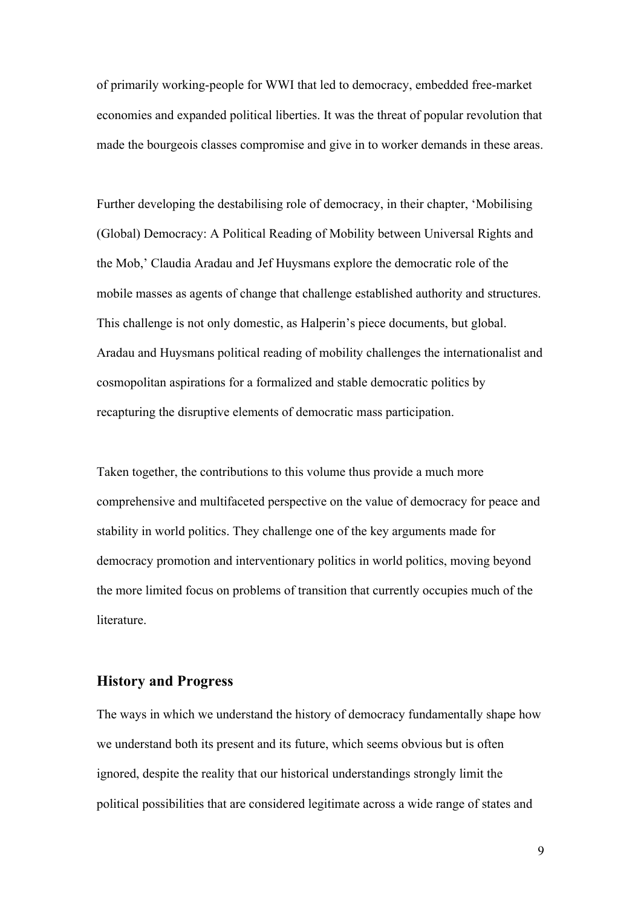of primarily working-people for WWI that led to democracy, embedded free-market economies and expanded political liberties. It was the threat of popular revolution that made the bourgeois classes compromise and give in to worker demands in these areas.

Further developing the destabilising role of democracy, in their chapter, 'Mobilising (Global) Democracy: A Political Reading of Mobility between Universal Rights and the Mob,' Claudia Aradau and Jef Huysmans explore the democratic role of the mobile masses as agents of change that challenge established authority and structures. This challenge is not only domestic, as Halperin's piece documents, but global. Aradau and Huysmans political reading of mobility challenges the internationalist and cosmopolitan aspirations for a formalized and stable democratic politics by recapturing the disruptive elements of democratic mass participation.

Taken together, the contributions to this volume thus provide a much more comprehensive and multifaceted perspective on the value of democracy for peace and stability in world politics. They challenge one of the key arguments made for democracy promotion and interventionary politics in world politics, moving beyond the more limited focus on problems of transition that currently occupies much of the literature.

## History and Progress

The ways in which we understand the history of democracy fundamentally shape how we understand both its present and its future, which seems obvious but is often ignored, despite the reality that our historical understandings strongly limit the political possibilities that are considered legitimate across a wide range of states and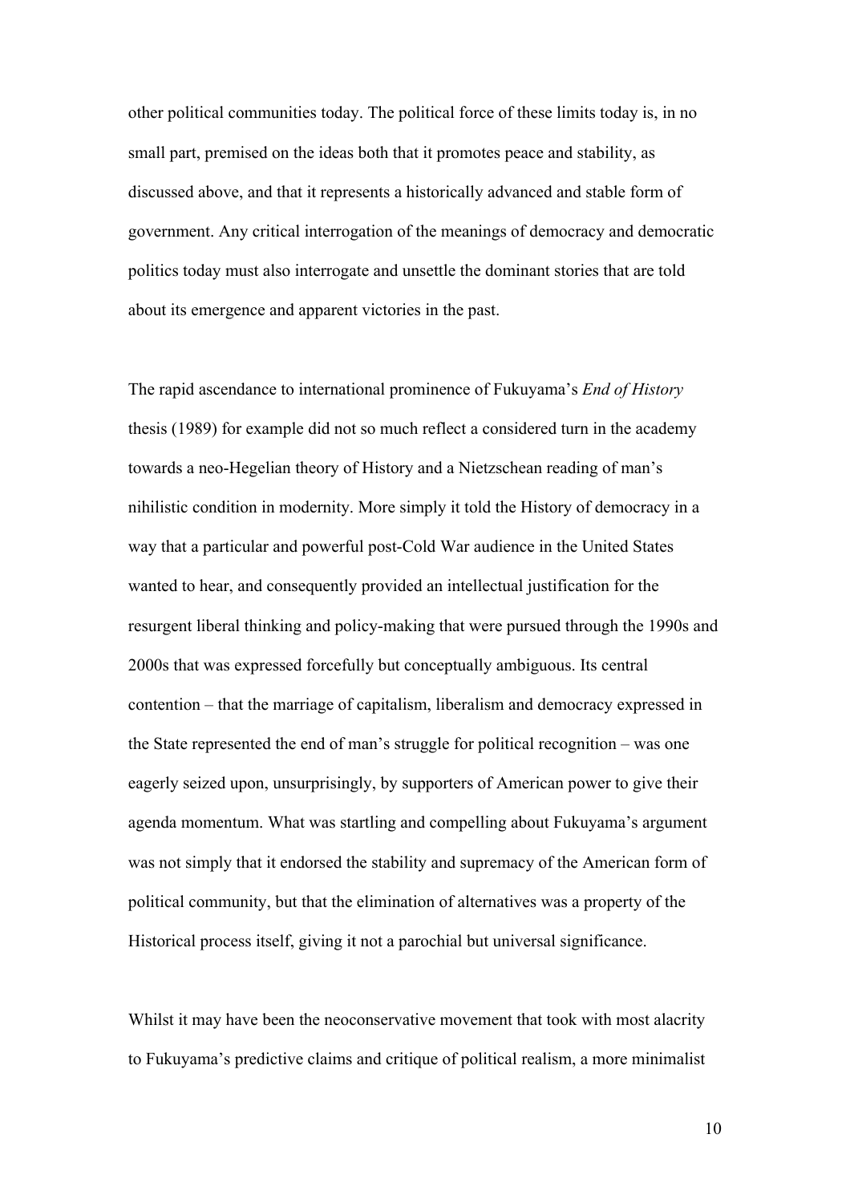other political communities today. The political force of these limits today is, in no small part, premised on the ideas both that it promotes peace and stability, as discussed above, and that it represents a historically advanced and stable form of government. Any critical interrogation of the meanings of democracy and democratic politics today must also interrogate and unsettle the dominant stories that are told about its emergence and apparent victories in the past.

The rapid ascendance to international prominence of Fukuyama's *End of History* thesis (1989) for example did not so much reflect a considered turn in the academy towards a neo-Hegelian theory of History and a Nietzschean reading of man's nihilistic condition in modernity. More simply it told the History of democracy in a way that a particular and powerful post-Cold War audience in the United States wanted to hear, and consequently provided an intellectual justification for the resurgent liberal thinking and policy-making that were pursued through the 1990s and 2000s that was expressed forcefully but conceptually ambiguous. Its central contention – that the marriage of capitalism, liberalism and democracy expressed in the State represented the end of man's struggle for political recognition – was one eagerly seized upon, unsurprisingly, by supporters of American power to give their agenda momentum. What was startling and compelling about Fukuyama's argument was not simply that it endorsed the stability and supremacy of the American form of political community, but that the elimination of alternatives was a property of the Historical process itself, giving it not a parochial but universal significance.

Whilst it may have been the neoconservative movement that took with most alacrity to Fukuyama's predictive claims and critique of political realism, a more minimalist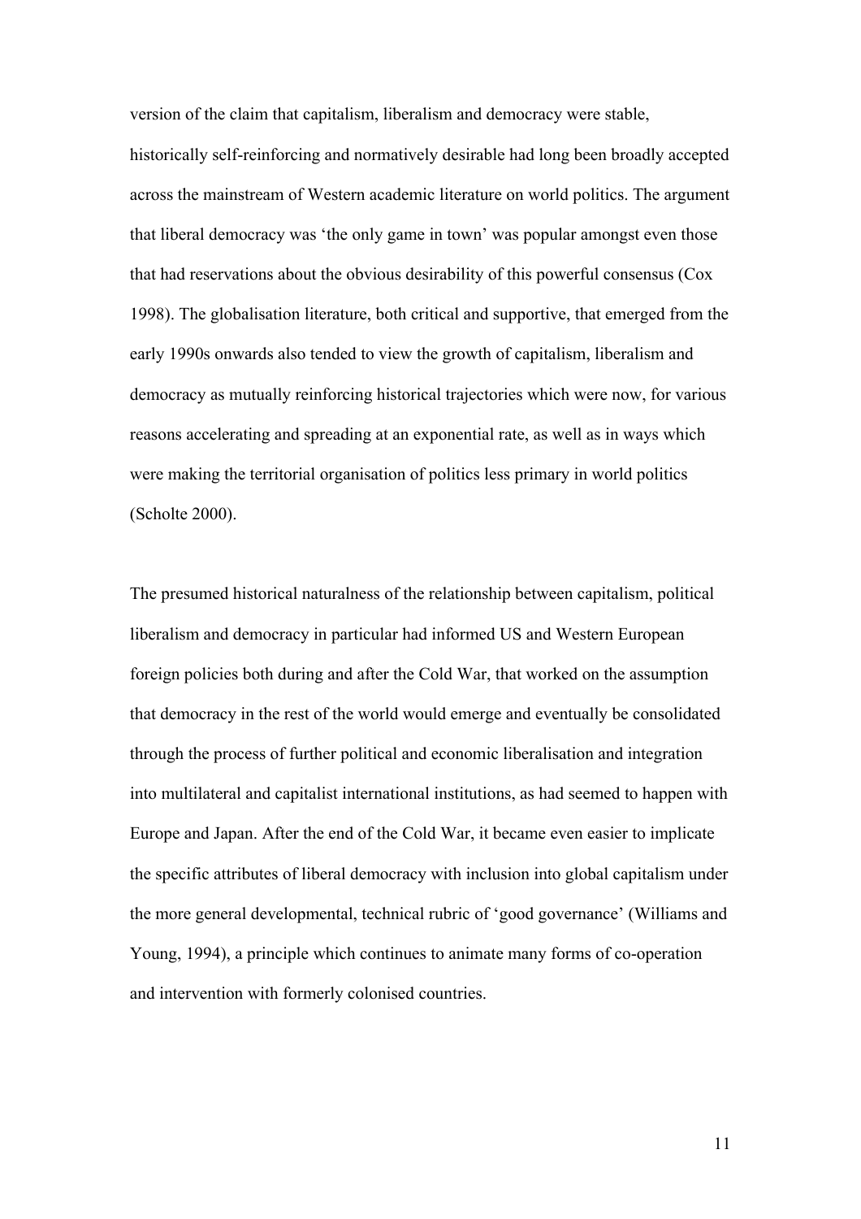version of the claim that capitalism, liberalism and democracy were stable, historically self-reinforcing and normatively desirable had long been broadly accepted across the mainstream of Western academic literature on world politics. The argument that liberal democracy was 'the only game in town' was popular amongst even those that had reservations about the obvious desirability of this powerful consensus (Cox 1998). The globalisation literature, both critical and supportive, that emerged from the early 1990s onwards also tended to view the growth of capitalism, liberalism and democracy as mutually reinforcing historical trajectories which were now, for various reasons accelerating and spreading at an exponential rate, as well as in ways which were making the territorial organisation of politics less primary in world politics (Scholte 2000).

The presumed historical naturalness of the relationship between capitalism, political liberalism and democracy in particular had informed US and Western European foreign policies both during and after the Cold War, that worked on the assumption that democracy in the rest of the world would emerge and eventually be consolidated through the process of further political and economic liberalisation and integration into multilateral and capitalist international institutions, as had seemed to happen with Europe and Japan. After the end of the Cold War, it became even easier to implicate the specific attributes of liberal democracy with inclusion into global capitalism under the more general developmental, technical rubric of 'good governance' (Williams and Young, 1994), a principle which continues to animate many forms of co-operation and intervention with formerly colonised countries.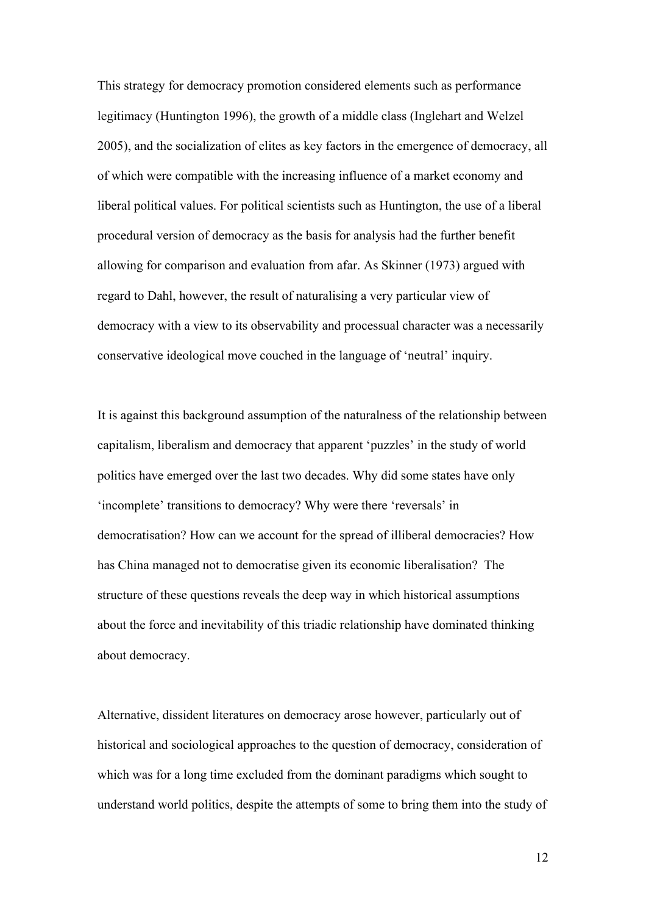This strategy for democracy promotion considered elements such as performance legitimacy (Huntington 1996), the growth of a middle class (Inglehart and Welzel 2005), and the socialization of elites as key factors in the emergence of democracy, all of which were compatible with the increasing influence of a market economy and liberal political values. For political scientists such as Huntington, the use of a liberal procedural version of democracy as the basis for analysis had the further benefit allowing for comparison and evaluation from afar. As Skinner (1973) argued with regard to Dahl, however, the result of naturalising a very particular view of democracy with a view to its observability and processual character was a necessarily conservative ideological move couched in the language of 'neutral' inquiry.

It is against this background assumption of the naturalness of the relationship between capitalism, liberalism and democracy that apparent 'puzzles' in the study of world politics have emerged over the last two decades. Why did some states have only 'incomplete' transitions to democracy? Why were there 'reversals' in democratisation? How can we account for the spread of illiberal democracies? How has China managed not to democratise given its economic liberalisation? The structure of these questions reveals the deep way in which historical assumptions about the force and inevitability of this triadic relationship have dominated thinking about democracy.

Alternative, dissident literatures on democracy arose however, particularly out of historical and sociological approaches to the question of democracy, consideration of which was for a long time excluded from the dominant paradigms which sought to understand world politics, despite the attempts of some to bring them into the study of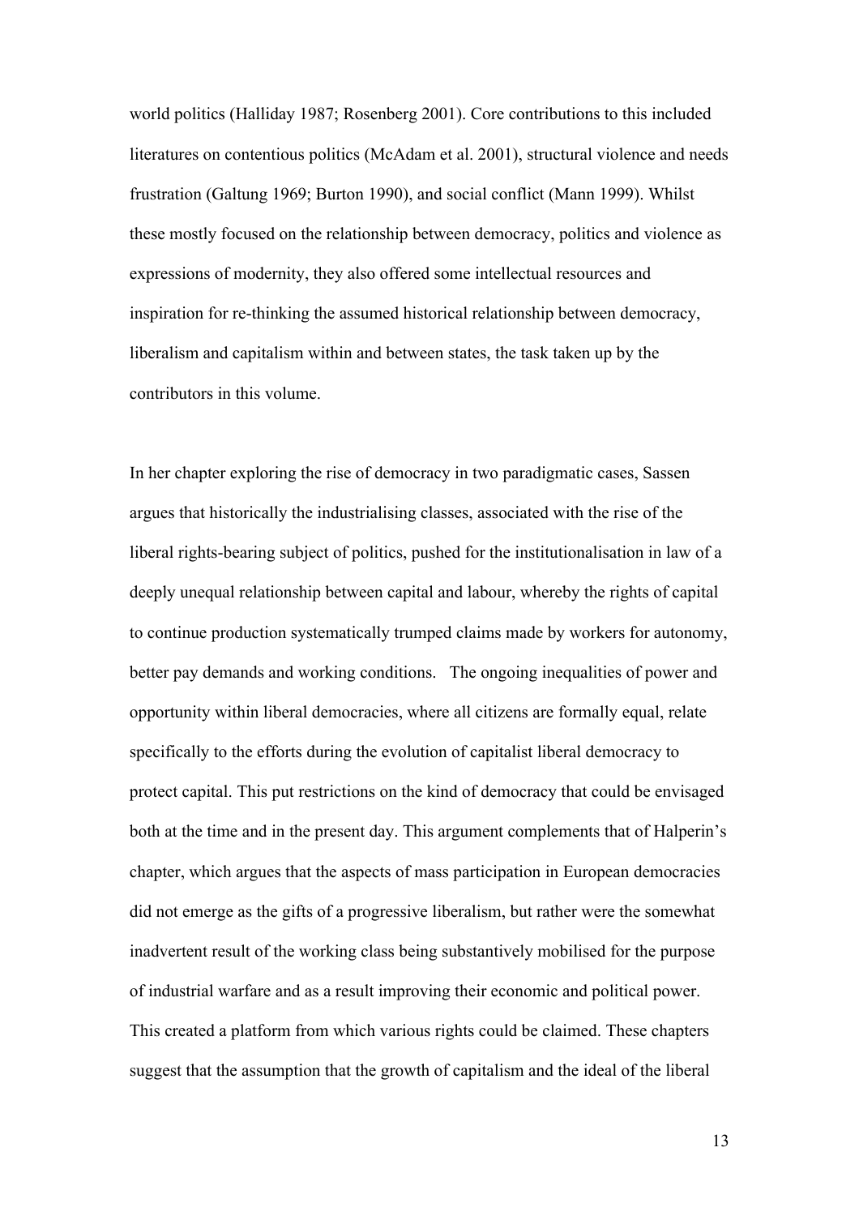world politics (Halliday 1987; Rosenberg 2001). Core contributions to this included literatures on contentious politics (McAdam et al. 2001), structural violence and needs frustration (Galtung 1969; Burton 1990), and social conflict (Mann 1999). Whilst these mostly focused on the relationship between democracy, politics and violence as expressions of modernity, they also offered some intellectual resources and inspiration for re-thinking the assumed historical relationship between democracy, liberalism and capitalism within and between states, the task taken up by the contributors in this volume.

In her chapter exploring the rise of democracy in two paradigmatic cases, Sassen argues that historically the industrialising classes, associated with the rise of the liberal rights-bearing subject of politics, pushed for the institutionalisation in law of a deeply unequal relationship between capital and labour, whereby the rights of capital to continue production systematically trumped claims made by workers for autonomy, better pay demands and working conditions. The ongoing inequalities of power and opportunity within liberal democracies, where all citizens are formally equal, relate specifically to the efforts during the evolution of capitalist liberal democracy to protect capital. This put restrictions on the kind of democracy that could be envisaged both at the time and in the present day. This argument complements that of Halperin's chapter, which argues that the aspects of mass participation in European democracies did not emerge as the gifts of a progressive liberalism, but rather were the somewhat inadvertent result of the working class being substantively mobilised for the purpose of industrial warfare and as a result improving their economic and political power. This created a platform from which various rights could be claimed. These chapters suggest that the assumption that the growth of capitalism and the ideal of the liberal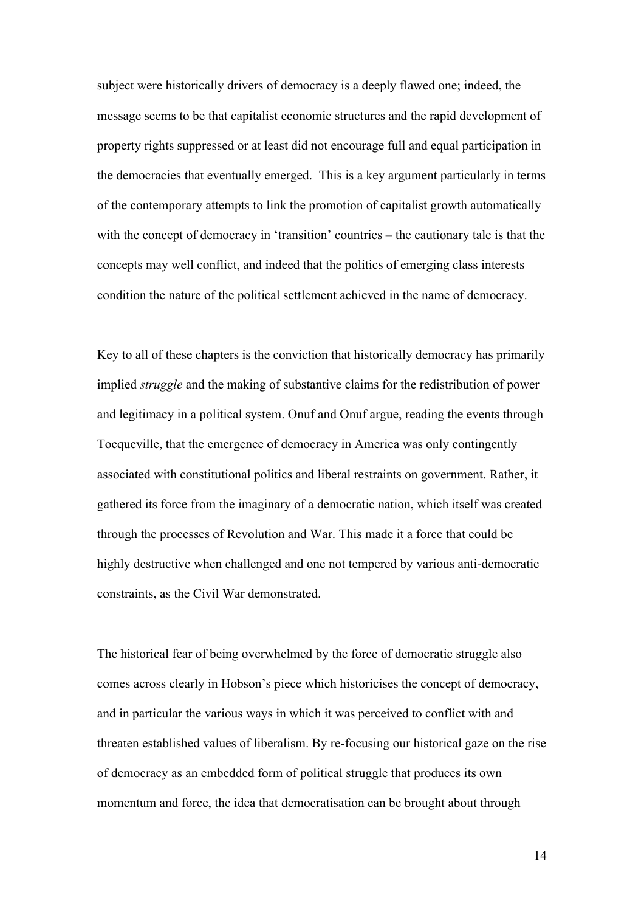subject were historically drivers of democracy is a deeply flawed one; indeed, the message seems to be that capitalist economic structures and the rapid development of property rights suppressed or at least did not encourage full and equal participation in the democracies that eventually emerged. This is a key argument particularly in terms of the contemporary attempts to link the promotion of capitalist growth automatically with the concept of democracy in 'transition' countries – the cautionary tale is that the concepts may well conflict, and indeed that the politics of emerging class interests condition the nature of the political settlement achieved in the name of democracy.

Key to all of these chapters is the conviction that historically democracy has primarily implied *struggle* and the making of substantive claims for the redistribution of power and legitimacy in a political system. Onuf and Onuf argue, reading the events through Tocqueville, that the emergence of democracy in America was only contingently associated with constitutional politics and liberal restraints on government. Rather, it gathered its force from the imaginary of a democratic nation, which itself was created through the processes of Revolution and War. This made it a force that could be highly destructive when challenged and one not tempered by various anti-democratic constraints, as the Civil War demonstrated.

The historical fear of being overwhelmed by the force of democratic struggle also comes across clearly in Hobson's piece which historicises the concept of democracy, and in particular the various ways in which it was perceived to conflict with and threaten established values of liberalism. By re-focusing our historical gaze on the rise of democracy as an embedded form of political struggle that produces its own momentum and force, the idea that democratisation can be brought about through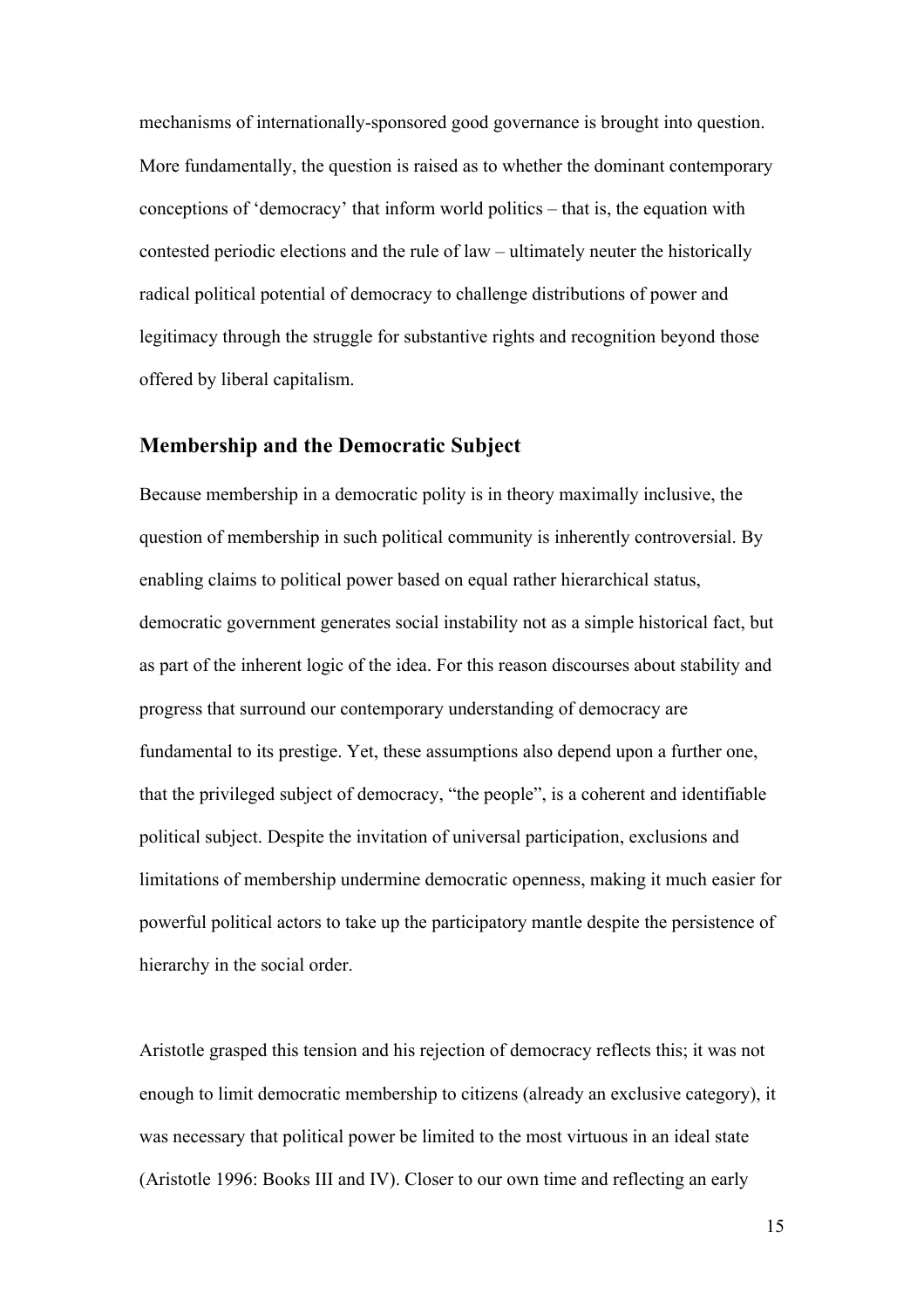mechanisms of internationally-sponsored good governance is brought into question. More fundamentally, the question is raised as to whether the dominant contemporary conceptions of 'democracy' that inform world politics – that is, the equation with contested periodic elections and the rule of law – ultimately neuter the historically radical political potential of democracy to challenge distributions of power and legitimacy through the struggle for substantive rights and recognition beyond those offered by liberal capitalism.

## Membership and the Democratic Subject

Because membership in a democratic polity is in theory maximally inclusive, the question of membership in such political community is inherently controversial. By enabling claims to political power based on equal rather hierarchical status, democratic government generates social instability not as a simple historical fact, but as part of the inherent logic of the idea. For this reason discourses about stability and progress that surround our contemporary understanding of democracy are fundamental to its prestige. Yet, these assumptions also depend upon a further one, that the privileged subject of democracy, "the people", is a coherent and identifiable political subject. Despite the invitation of universal participation, exclusions and limitations of membership undermine democratic openness, making it much easier for powerful political actors to take up the participatory mantle despite the persistence of hierarchy in the social order.

Aristotle grasped this tension and his rejection of democracy reflects this; it was not enough to limit democratic membership to citizens (already an exclusive category), it was necessary that political power be limited to the most virtuous in an ideal state (Aristotle 1996: Books III and IV). Closer to our own time and reflecting an early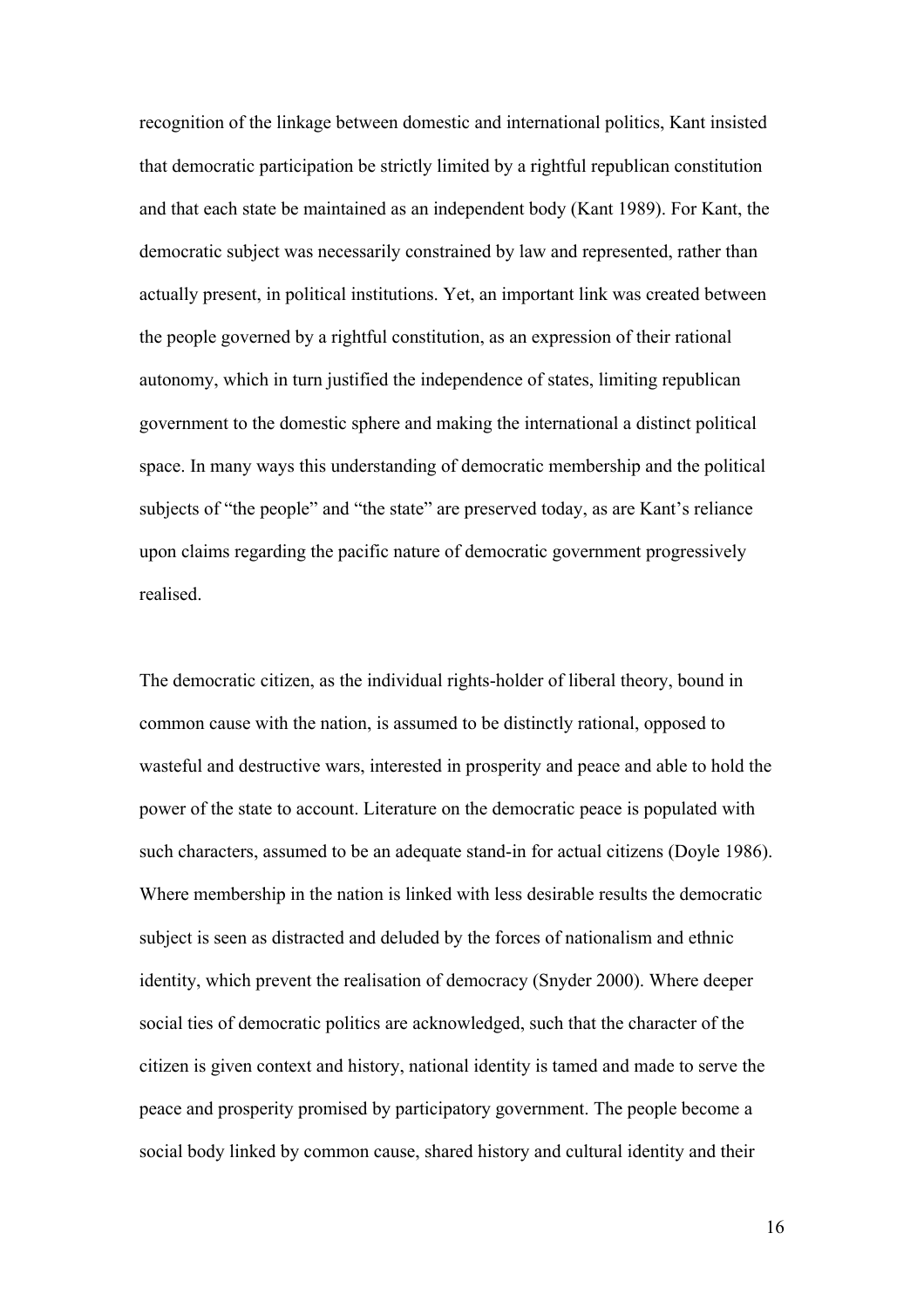recognition of the linkage between domestic and international politics, Kant insisted that democratic participation be strictly limited by a rightful republican constitution and that each state be maintained as an independent body (Kant 1989). For Kant, the democratic subject was necessarily constrained by law and represented, rather than actually present, in political institutions. Yet, an important link was created between the people governed by a rightful constitution, as an expression of their rational autonomy, which in turn justified the independence of states, limiting republican government to the domestic sphere and making the international a distinct political space. In many ways this understanding of democratic membership and the political subjects of "the people" and "the state" are preserved today, as are Kant's reliance upon claims regarding the pacific nature of democratic government progressively realised.

The democratic citizen, as the individual rights-holder of liberal theory, bound in common cause with the nation, is assumed to be distinctly rational, opposed to wasteful and destructive wars, interested in prosperity and peace and able to hold the power of the state to account. Literature on the democratic peace is populated with such characters, assumed to be an adequate stand-in for actual citizens (Doyle 1986). Where membership in the nation is linked with less desirable results the democratic subject is seen as distracted and deluded by the forces of nationalism and ethnic identity, which prevent the realisation of democracy (Snyder 2000). Where deeper social ties of democratic politics are acknowledged, such that the character of the citizen is given context and history, national identity is tamed and made to serve the peace and prosperity promised by participatory government. The people become a social body linked by common cause, shared history and cultural identity and their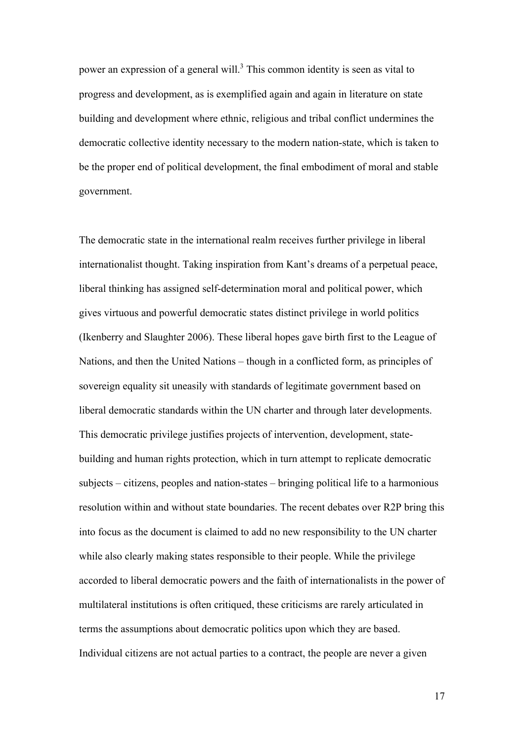power an expression of a general will.[3] This common identity is seen as vital to progress and development, as is exemplified again and again in literature on state building and development where ethnic, religious and tribal conflict undermines the democratic collective identity necessary to the modern nation-state, which is taken to be the proper end of political development, the final embodiment of moral and stable government.

The democratic state in the international realm receives further privilege in liberal internationalist thought. Taking inspiration from Kant's dreams of a perpetual peace, liberal thinking has assigned self-determination moral and political power, which gives virtuous and powerful democratic states distinct privilege in world politics (Ikenberry and Slaughter 2006). These liberal hopes gave birth first to the League of Nations, and then the United Nations – though in a conflicted form, as principles of sovereign equality sit uneasily with standards of legitimate government based on liberal democratic standards within the UN charter and through later developments. This democratic privilege justifies projects of intervention, development, state-building and human rights protection, which in turn attempt to replicate democratic subjects – citizens, peoples and nation-states – bringing political life to a harmonious resolution within and without state boundaries. The recent debates over R2P bring this into focus as the document is claimed to add no new responsibility to the UN charter while also clearly making states responsible to their people. While the privilege accorded to liberal democratic powers and the faith of internationalists in the power of multilateral institutions is often critiqued, these criticisms are rarely articulated in terms the assumptions about democratic politics upon which they are based. Individual citizens are not actual parties to a contract, the people are never a given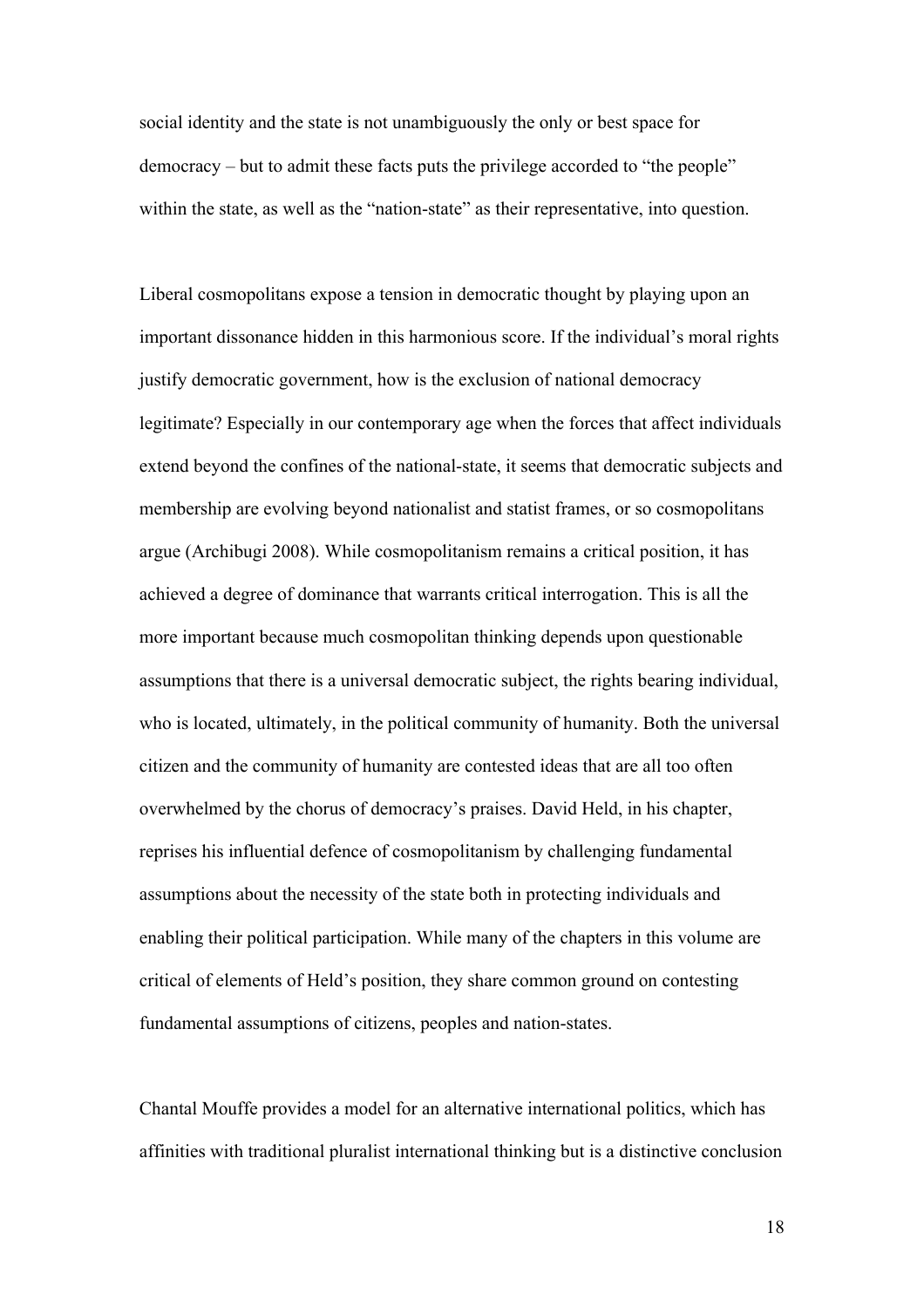social identity and the state is not unambiguously the only or best space for democracy – but to admit these facts puts the privilege accorded to "the people" within the state, as well as the "nation-state" as their representative, into question.

Liberal cosmopolitans expose a tension in democratic thought by playing upon an important dissonance hidden in this harmonious score. If the individual's moral rights justify democratic government, how is the exclusion of national democracy legitimate? Especially in our contemporary age when the forces that affect individuals extend beyond the confines of the national-state, it seems that democratic subjects and membership are evolving beyond nationalist and statist frames, or so cosmopolitans argue (Archibugi 2008). While cosmopolitanism remains a critical position, it has achieved a degree of dominance that warrants critical interrogation. This is all the more important because much cosmopolitan thinking depends upon questionable assumptions that there is a universal democratic subject, the rights bearing individual, who is located, ultimately, in the political community of humanity. Both the universal citizen and the community of humanity are contested ideas that are all too often overwhelmed by the chorus of democracy's praises. David Held, in his chapter, reprises his influential defence of cosmopolitanism by challenging fundamental assumptions about the necessity of the state both in protecting individuals and enabling their political participation. While many of the chapters in this volume are critical of elements of Held's position, they share common ground on contesting fundamental assumptions of citizens, peoples and nation-states.

Chantal Mouffe provides a model for an alternative international politics, which has affinities with traditional pluralist international thinking but is a distinctive conclusion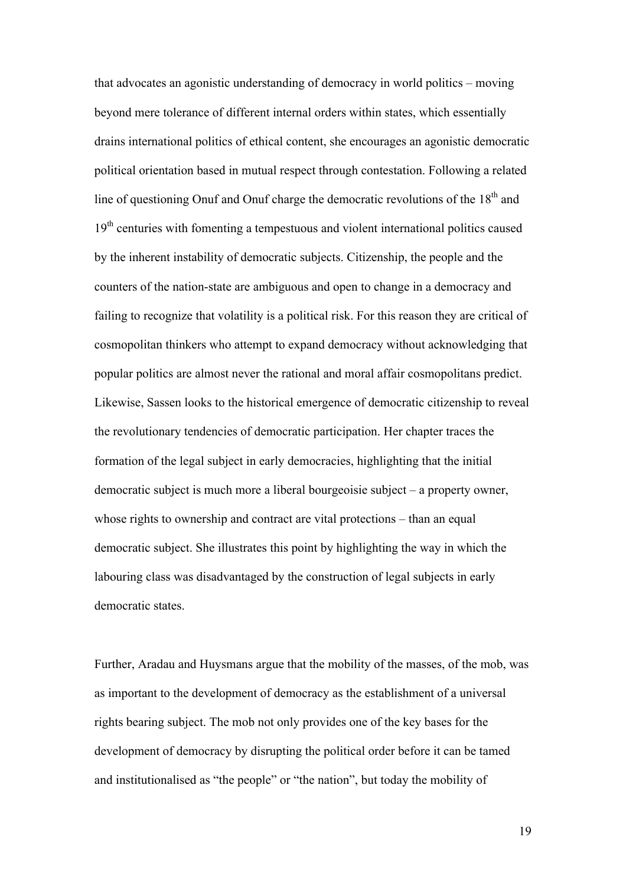that advocates an agonistic understanding of democracy in world politics – moving beyond mere tolerance of different internal orders within states, which essentially drains international politics of ethical content, she encourages an agonistic democratic political orientation based in mutual respect through contestation. Following a related line of questioning Onuf and Onuf charge the democratic revolutions of the 18th and 19th centuries with fomenting a tempestuous and violent international politics caused by the inherent instability of democratic subjects. Citizenship, the people and the counters of the nation-state are ambiguous and open to change in a democracy and failing to recognize that volatility is a political risk. For this reason they are critical of cosmopolitan thinkers who attempt to expand democracy without acknowledging that popular politics are almost never the rational and moral affair cosmopolitans predict. Likewise, Sassen looks to the historical emergence of democratic citizenship to reveal the revolutionary tendencies of democratic participation. Her chapter traces the formation of the legal subject in early democracies, highlighting that the initial democratic subject is much more a liberal bourgeoisie subject – a property owner, whose rights to ownership and contract are vital protections – than an equal democratic subject. She illustrates this point by highlighting the way in which the labouring class was disadvantaged by the construction of legal subjects in early democratic states.

Further, Aradau and Huysmans argue that the mobility of the masses, of the mob, was as important to the development of democracy as the establishment of a universal rights bearing subject. The mob not only provides one of the key bases for the development of democracy by disrupting the political order before it can be tamed and institutionalised as "the people" or "the nation", but today the mobility of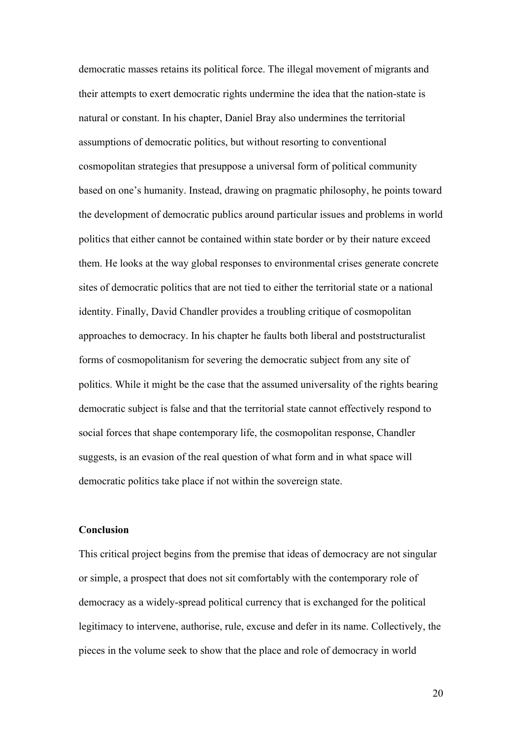democratic masses retains its political force. The illegal movement of migrants and their attempts to exert democratic rights undermine the idea that the nation-state is natural or constant. In his chapter, Daniel Bray also undermines the territorial assumptions of democratic politics, but without resorting to conventional cosmopolitan strategies that presuppose a universal form of political community based on one's humanity. Instead, drawing on pragmatic philosophy, he points toward the development of democratic publics around particular issues and problems in world politics that either cannot be contained within state border or by their nature exceed them. He looks at the way global responses to environmental crises generate concrete sites of democratic politics that are not tied to either the territorial state or a national identity. Finally, David Chandler provides a troubling critique of cosmopolitan approaches to democracy. In his chapter he faults both liberal and poststructuralist forms of cosmopolitanism for severing the democratic subject from any site of politics. While it might be the case that the assumed universality of the rights bearing democratic subject is false and that the territorial state cannot effectively respond to social forces that shape contemporary life, the cosmopolitan response, Chandler suggests, is an evasion of the real question of what form and in what space will democratic politics take place if not within the sovereign state.

**Conclusion**

This critical project begins from the premise that ideas of democracy are not singular or simple, a prospect that does not sit comfortably with the contemporary role of democracy as a widely-spread political currency that is exchanged for the political legitimacy to intervene, authorise, rule, excuse and defer in its name. Collectively, the pieces in the volume seek to show that the place and role of democracy in world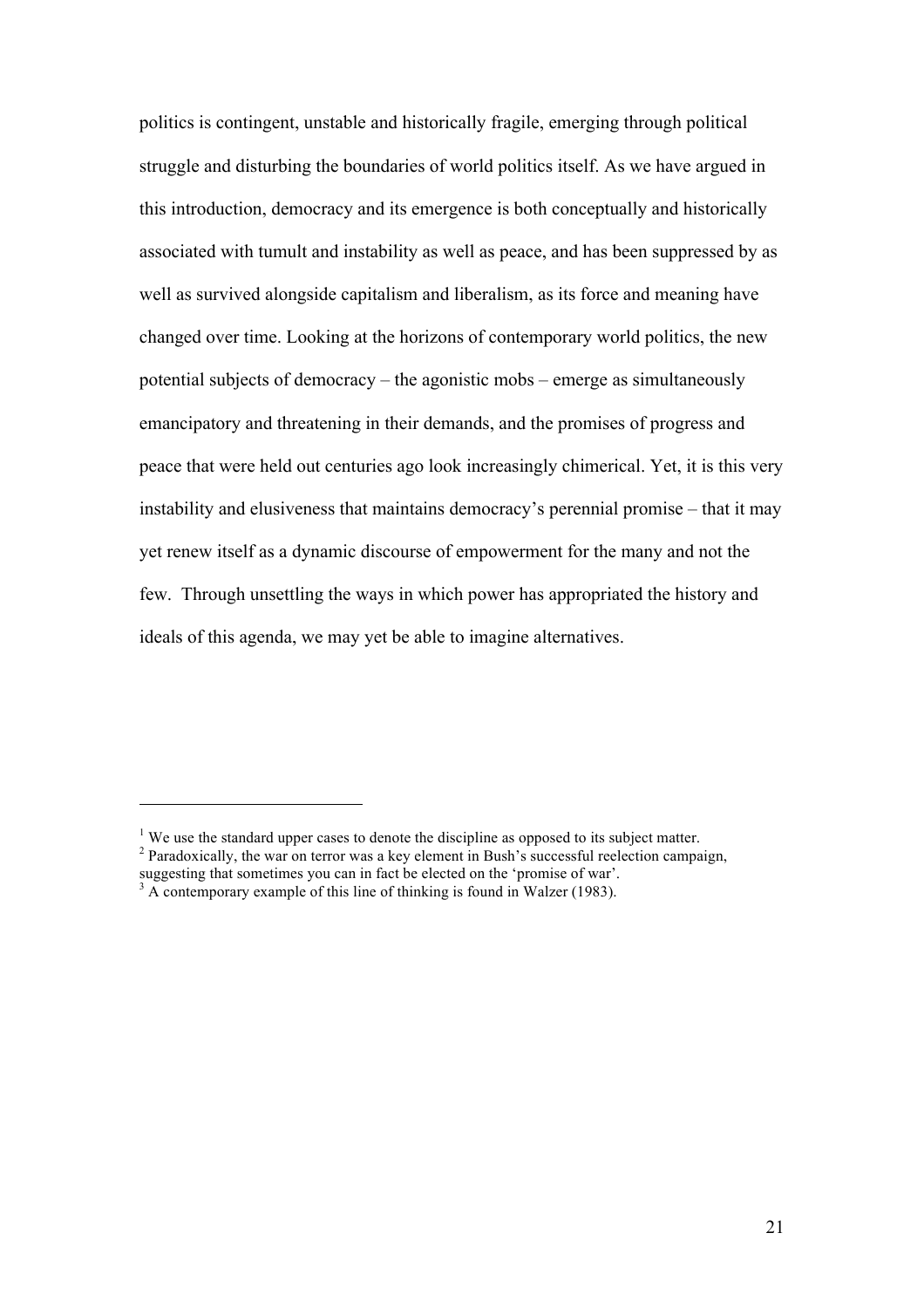politics is contingent, unstable and historically fragile, emerging through political struggle and disturbing the boundaries of world politics itself. As we have argued in this introduction, democracy and its emergence is both conceptually and historically associated with tumult and instability as well as peace, and has been suppressed by as well as survived alongside capitalism and liberalism, as its force and meaning have changed over time. Looking at the horizons of contemporary world politics, the new potential subjects of democracy – the agonistic mobs – emerge as simultaneously emancipatory and threatening in their demands, and the promises of progress and peace that were held out centuries ago look increasingly chimerical. Yet, it is this very instability and elusiveness that maintains democracy's perennial promise – that it may yet renew itself as a dynamic discourse of empowerment for the many and not the few. Through unsettling the ways in which power has appropriated the history and ideals of this agenda, we may yet be able to imagine alternatives.

---

[1] We use the standard upper cases to denote the discipline as opposed to its subject matter.

[2] Paradoxically, the war on terror was a key element in Bush's successful reelection campaign, suggesting that sometimes you can in fact be elected on the 'promise of war'.

[3] A contemporary example of this line of thinking is found in Walzer (1983).